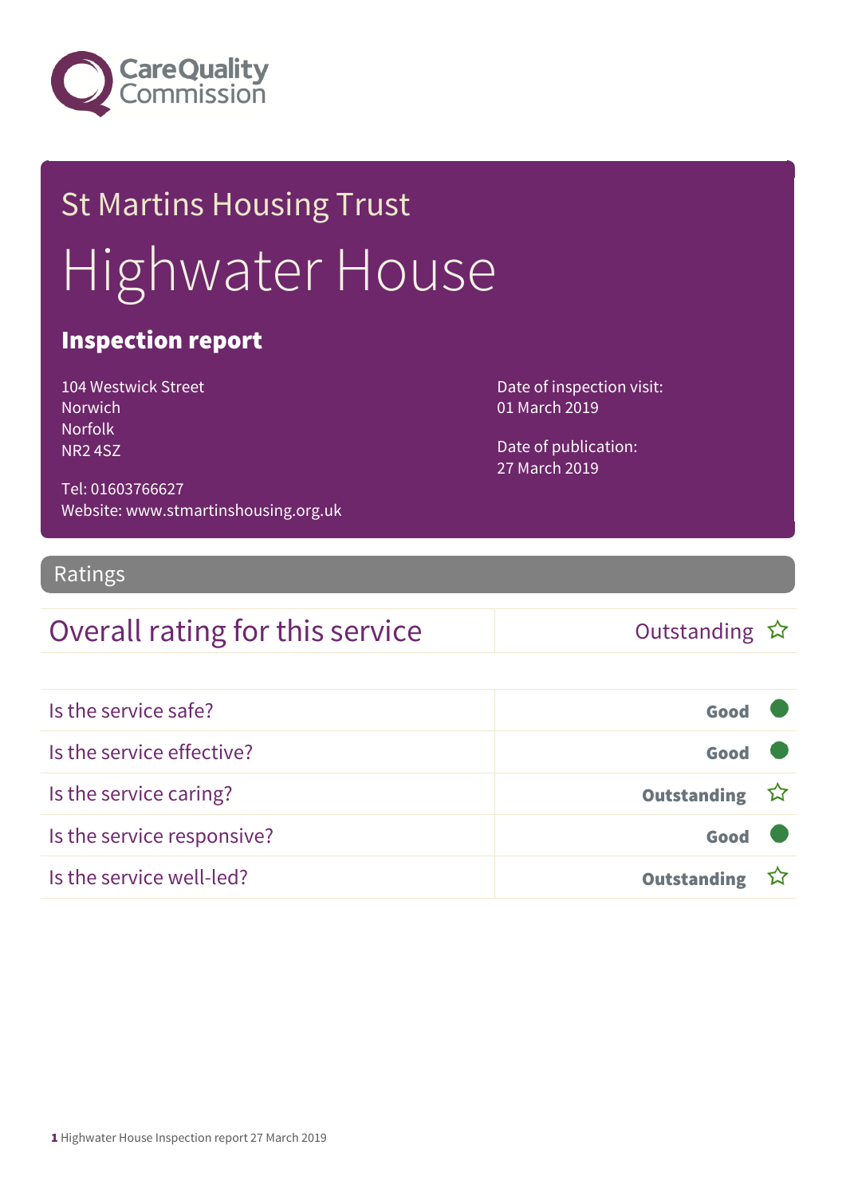Care Quality Commission

St Martins Housing Trust

# Highwater House

## Inspection report

104 Westwick Street
Norwich
Norfolk
NR2 4SZ

Tel: 01603766627
Website: www.stmartinshousing.org.uk

Date of inspection visit:
01 March 2019

Date of publication:
27 March 2019

## Ratings

| Overall rating for this service | Outstanding ☆ |
|---|---|

| | |
|---|---|
| Is the service safe? | Good |
| Is the service effective? | Good |
| Is the service caring? | Outstanding ☆ |
| Is the service responsive? | Good |
| Is the service well-led? | Outstanding ☆ |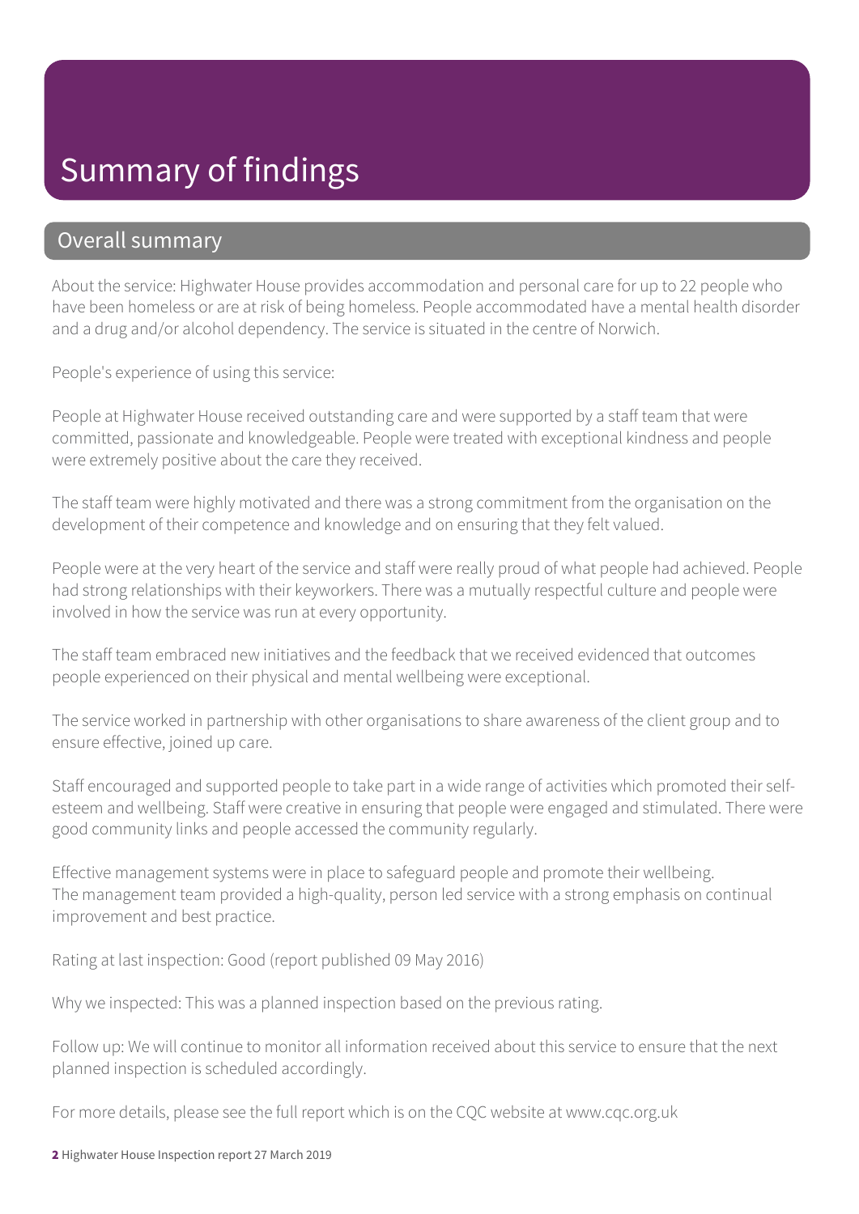# Summary of findings

## Overall summary

About the service: Highwater House provides accommodation and personal care for up to 22 people who have been homeless or are at risk of being homeless. People accommodated have a mental health disorder and a drug and/or alcohol dependency. The service is situated in the centre of Norwich.

People's experience of using this service:

People at Highwater House received outstanding care and were supported by a staff team that were committed, passionate and knowledgeable. People were treated with exceptional kindness and people were extremely positive about the care they received.

The staff team were highly motivated and there was a strong commitment from the organisation on the development of their competence and knowledge and on ensuring that they felt valued.

People were at the very heart of the service and staff were really proud of what people had achieved. People had strong relationships with their keyworkers. There was a mutually respectful culture and people were involved in how the service was run at every opportunity.

The staff team embraced new initiatives and the feedback that we received evidenced that outcomes people experienced on their physical and mental wellbeing were exceptional.

The service worked in partnership with other organisations to share awareness of the client group and to ensure effective, joined up care.

Staff encouraged and supported people to take part in a wide range of activities which promoted their self-esteem and wellbeing. Staff were creative in ensuring that people were engaged and stimulated. There were good community links and people accessed the community regularly.

Effective management systems were in place to safeguard people and promote their wellbeing.
The management team provided a high-quality, person led service with a strong emphasis on continual improvement and best practice.

Rating at last inspection: Good (report published 09 May 2016)

Why we inspected: This was a planned inspection based on the previous rating.

Follow up: We will continue to monitor all information received about this service to ensure that the next planned inspection is scheduled accordingly.

For more details, please see the full report which is on the CQC website at www.cqc.org.uk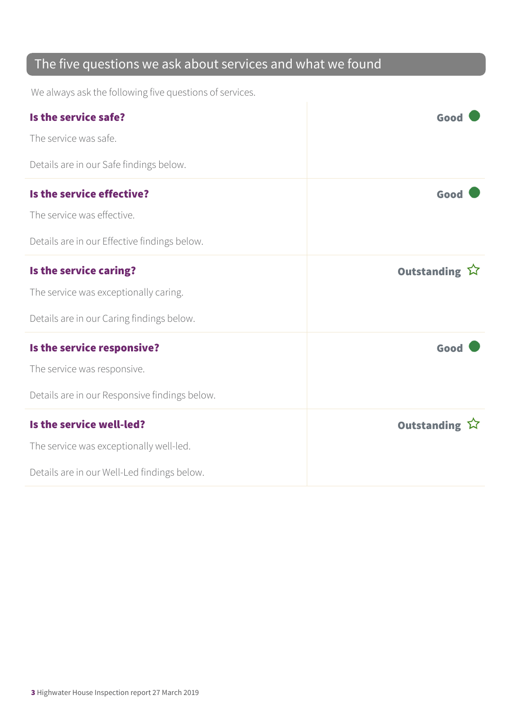## The five questions we ask about services and what we found

We always ask the following five questions of services.

**Is the service safe?** — **Good**

The service was safe.

Details are in our Safe findings below.

**Is the service effective?** — **Good**

The service was effective.

Details are in our Effective findings below.

**Is the service caring?** — **Outstanding** ☆

The service was exceptionally caring.

Details are in our Caring findings below.

**Is the service responsive?** — **Good**

The service was responsive.

Details are in our Responsive findings below.

**Is the service well-led?** — **Outstanding** ☆

The service was exceptionally well-led.

Details are in our Well-Led findings below.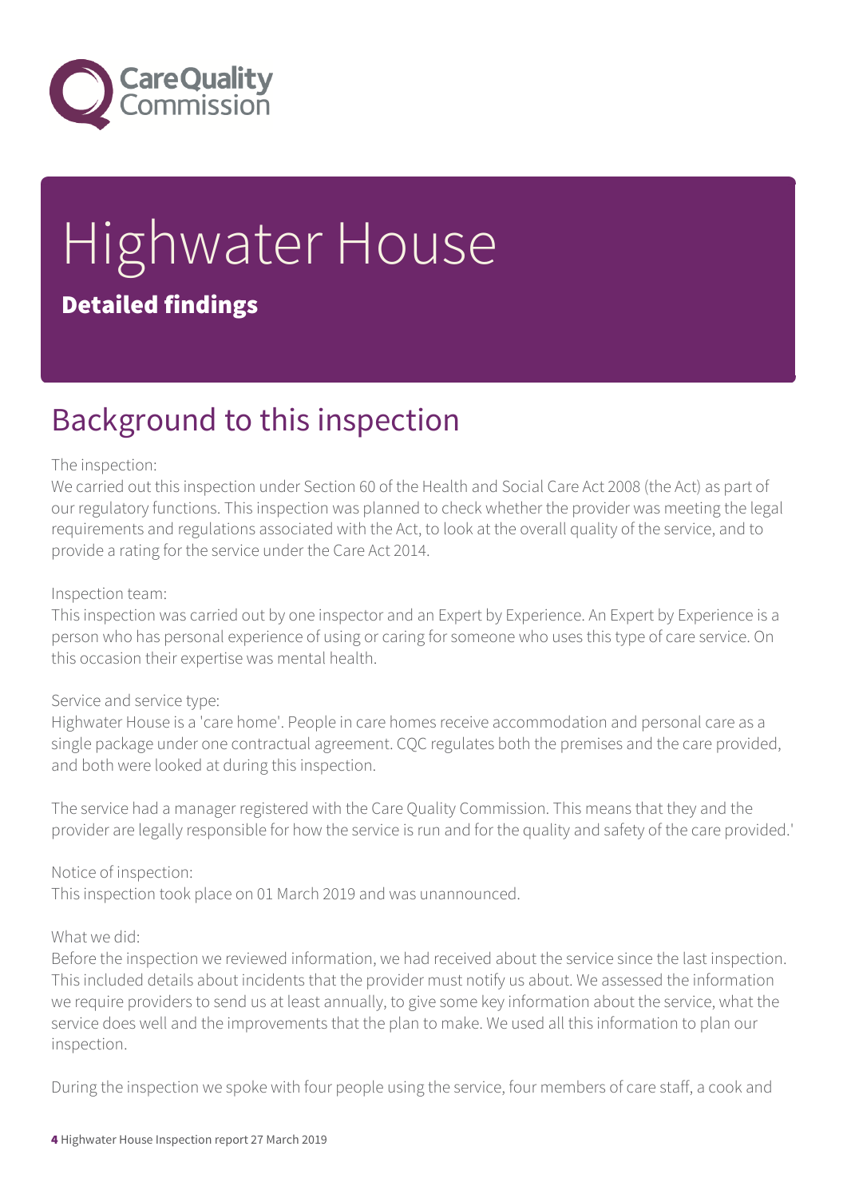# Highwater House

## Detailed findings

## Background to this inspection

The inspection:
We carried out this inspection under Section 60 of the Health and Social Care Act 2008 (the Act) as part of our regulatory functions. This inspection was planned to check whether the provider was meeting the legal requirements and regulations associated with the Act, to look at the overall quality of the service, and to provide a rating for the service under the Care Act 2014.

Inspection team:
This inspection was carried out by one inspector and an Expert by Experience. An Expert by Experience is a person who has personal experience of using or caring for someone who uses this type of care service. On this occasion their expertise was mental health.

Service and service type:
Highwater House is a 'care home'. People in care homes receive accommodation and personal care as a single package under one contractual agreement. CQC regulates both the premises and the care provided, and both were looked at during this inspection.

The service had a manager registered with the Care Quality Commission. This means that they and the provider are legally responsible for how the service is run and for the quality and safety of the care provided.'

Notice of inspection:
This inspection took place on 01 March 2019 and was unannounced.

What we did:
Before the inspection we reviewed information, we had received about the service since the last inspection. This included details about incidents that the provider must notify us about. We assessed the information we require providers to send us at least annually, to give some key information about the service, what the service does well and the improvements that the plan to make. We used all this information to plan our inspection.

During the inspection we spoke with four people using the service, four members of care staff, a cook and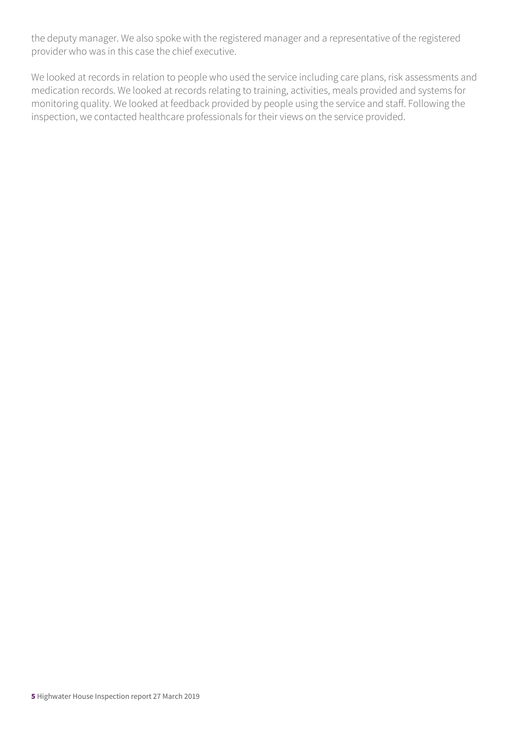the deputy manager. We also spoke with the registered manager and a representative of the registered provider who was in this case the chief executive.

We looked at records in relation to people who used the service including care plans, risk assessments and medication records. We looked at records relating to training, activities, meals provided and systems for monitoring quality. We looked at feedback provided by people using the service and staff. Following the inspection, we contacted healthcare professionals for their views on the service provided.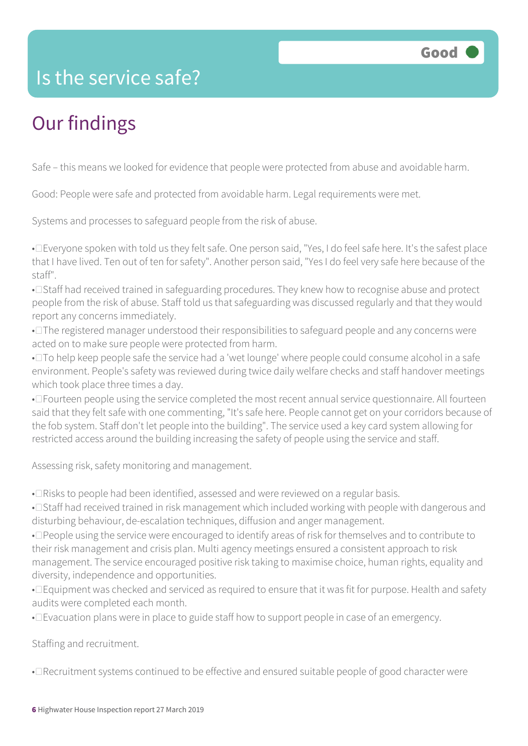# Is the service safe?

**Good**

## Our findings

Safe – this means we looked for evidence that people were protected from abuse and avoidable harm.

Good: People were safe and protected from avoidable harm. Legal requirements were met.

Systems and processes to safeguard people from the risk of abuse.

- Everyone spoken with told us they felt safe. One person said, "Yes, I do feel safe here. It's the safest place that I have lived. Ten out of ten for safety". Another person said, "Yes I do feel very safe here because of the staff".
- Staff had received trained in safeguarding procedures. They knew how to recognise abuse and protect people from the risk of abuse. Staff told us that safeguarding was discussed regularly and that they would report any concerns immediately.
- The registered manager understood their responsibilities to safeguard people and any concerns were acted on to make sure people were protected from harm.
- To help keep people safe the service had a 'wet lounge' where people could consume alcohol in a safe environment. People's safety was reviewed during twice daily welfare checks and staff handover meetings which took place three times a day.
- Fourteen people using the service completed the most recent annual service questionnaire. All fourteen said that they felt safe with one commenting, "It's safe here. People cannot get on your corridors because of the fob system. Staff don't let people into the building". The service used a key card system allowing for restricted access around the building increasing the safety of people using the service and staff.

Assessing risk, safety monitoring and management.

- Risks to people had been identified, assessed and were reviewed on a regular basis.
- Staff had received trained in risk management which included working with people with dangerous and disturbing behaviour, de-escalation techniques, diffusion and anger management.
- People using the service were encouraged to identify areas of risk for themselves and to contribute to their risk management and crisis plan. Multi agency meetings ensured a consistent approach to risk management. The service encouraged positive risk taking to maximise choice, human rights, equality and diversity, independence and opportunities.
- Equipment was checked and serviced as required to ensure that it was fit for purpose. Health and safety audits were completed each month.
- Evacuation plans were in place to guide staff how to support people in case of an emergency.

Staffing and recruitment.

- Recruitment systems continued to be effective and ensured suitable people of good character were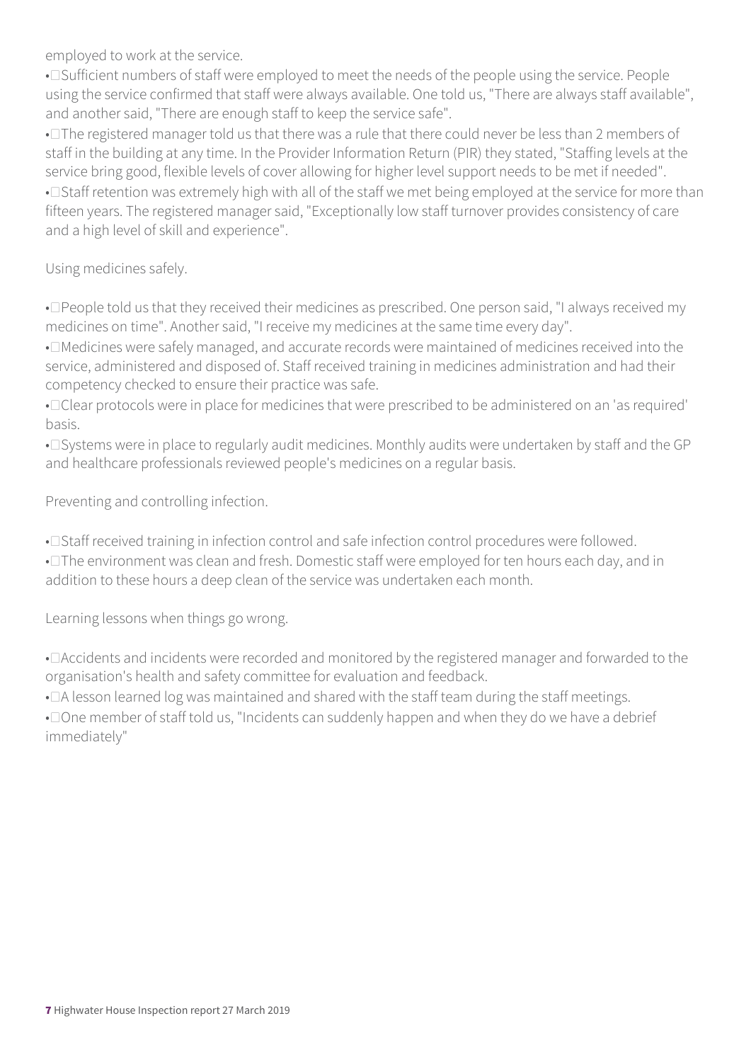employed to work at the service.

- Sufficient numbers of staff were employed to meet the needs of the people using the service. People using the service confirmed that staff were always available. One told us, "There are always staff available", and another said, "There are enough staff to keep the service safe".
- The registered manager told us that there was a rule that there could never be less than 2 members of staff in the building at any time. In the Provider Information Return (PIR) they stated, "Staffing levels at the service bring good, flexible levels of cover allowing for higher level support needs to be met if needed".
- Staff retention was extremely high with all of the staff we met being employed at the service for more than fifteen years. The registered manager said, "Exceptionally low staff turnover provides consistency of care and a high level of skill and experience".

Using medicines safely.

- People told us that they received their medicines as prescribed. One person said, "I always received my medicines on time". Another said, "I receive my medicines at the same time every day".
- Medicines were safely managed, and accurate records were maintained of medicines received into the service, administered and disposed of. Staff received training in medicines administration and had their competency checked to ensure their practice was safe.
- Clear protocols were in place for medicines that were prescribed to be administered on an 'as required' basis.
- Systems were in place to regularly audit medicines. Monthly audits were undertaken by staff and the GP and healthcare professionals reviewed people's medicines on a regular basis.

Preventing and controlling infection.

- Staff received training in infection control and safe infection control procedures were followed.
- The environment was clean and fresh. Domestic staff were employed for ten hours each day, and in addition to these hours a deep clean of the service was undertaken each month.

Learning lessons when things go wrong.

- Accidents and incidents were recorded and monitored by the registered manager and forwarded to the organisation's health and safety committee for evaluation and feedback.
- A lesson learned log was maintained and shared with the staff team during the staff meetings.
- One member of staff told us, "Incidents can suddenly happen and when they do we have a debrief immediately"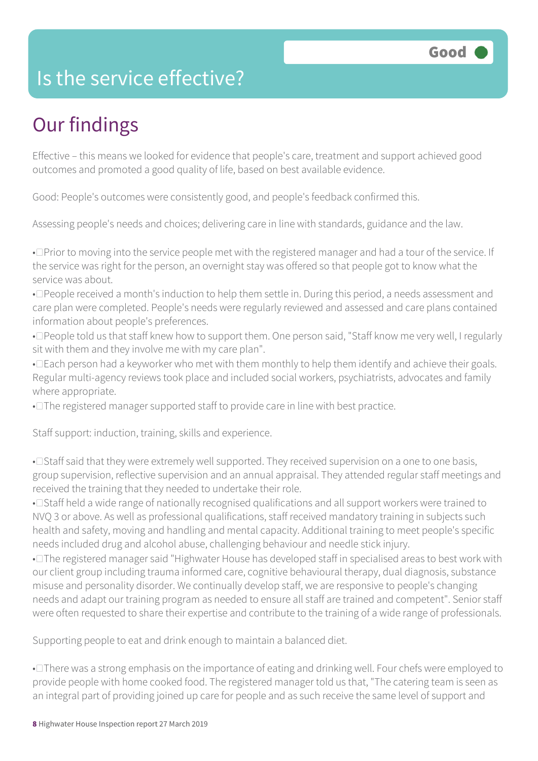# Is the service effective?

Good

## Our findings

Effective – this means we looked for evidence that people's care, treatment and support achieved good outcomes and promoted a good quality of life, based on best available evidence.

Good: People's outcomes were consistently good, and people's feedback confirmed this.

Assessing people's needs and choices; delivering care in line with standards, guidance and the law.

- Prior to moving into the service people met with the registered manager and had a tour of the service. If the service was right for the person, an overnight stay was offered so that people got to know what the service was about.
- People received a month's induction to help them settle in. During this period, a needs assessment and care plan were completed. People's needs were regularly reviewed and assessed and care plans contained information about people's preferences.
- People told us that staff knew how to support them. One person said, "Staff know me very well, I regularly sit with them and they involve me with my care plan".
- Each person had a keyworker who met with them monthly to help them identify and achieve their goals. Regular multi-agency reviews took place and included social workers, psychiatrists, advocates and family where appropriate.
- The registered manager supported staff to provide care in line with best practice.

Staff support: induction, training, skills and experience.

- Staff said that they were extremely well supported. They received supervision on a one to one basis, group supervision, reflective supervision and an annual appraisal. They attended regular staff meetings and received the training that they needed to undertake their role.
- Staff held a wide range of nationally recognised qualifications and all support workers were trained to NVQ 3 or above. As well as professional qualifications, staff received mandatory training in subjects such health and safety, moving and handling and mental capacity. Additional training to meet people's specific needs included drug and alcohol abuse, challenging behaviour and needle stick injury.
- The registered manager said "Highwater House has developed staff in specialised areas to best work with our client group including trauma informed care, cognitive behavioural therapy, dual diagnosis, substance misuse and personality disorder. We continually develop staff, we are responsive to people's changing needs and adapt our training program as needed to ensure all staff are trained and competent". Senior staff were often requested to share their expertise and contribute to the training of a wide range of professionals.

Supporting people to eat and drink enough to maintain a balanced diet.

- There was a strong emphasis on the importance of eating and drinking well. Four chefs were employed to provide people with home cooked food. The registered manager told us that, "The catering team is seen as an integral part of providing joined up care for people and as such receive the same level of support and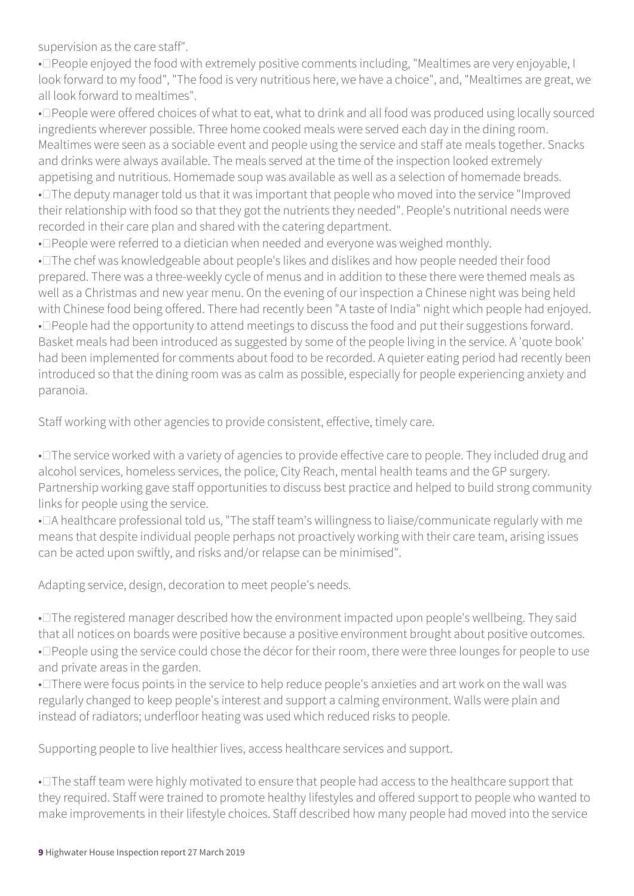supervision as the care staff".

- People enjoyed the food with extremely positive comments including, "Mealtimes are very enjoyable, I look forward to my food", "The food is very nutritious here, we have a choice", and, "Mealtimes are great, we all look forward to mealtimes".
- People were offered choices of what to eat, what to drink and all food was produced using locally sourced ingredients wherever possible. Three home cooked meals were served each day in the dining room. Mealtimes were seen as a sociable event and people using the service and staff ate meals together. Snacks and drinks were always available. The meals served at the time of the inspection looked extremely appetising and nutritious. Homemade soup was available as well as a selection of homemade breads.
- The deputy manager told us that it was important that people who moved into the service "Improved their relationship with food so that they got the nutrients they needed". People's nutritional needs were recorded in their care plan and shared with the catering department.
- People were referred to a dietician when needed and everyone was weighed monthly.
- The chef was knowledgeable about people's likes and dislikes and how people needed their food prepared. There was a three-weekly cycle of menus and in addition to these there were themed meals as well as a Christmas and new year menu. On the evening of our inspection a Chinese night was being held with Chinese food being offered. There had recently been "A taste of India" night which people had enjoyed.
- People had the opportunity to attend meetings to discuss the food and put their suggestions forward. Basket meals had been introduced as suggested by some of the people living in the service. A 'quote book' had been implemented for comments about food to be recorded. A quieter eating period had recently been introduced so that the dining room was as calm as possible, especially for people experiencing anxiety and paranoia.

Staff working with other agencies to provide consistent, effective, timely care.

- The service worked with a variety of agencies to provide effective care to people. They included drug and alcohol services, homeless services, the police, City Reach, mental health teams and the GP surgery. Partnership working gave staff opportunities to discuss best practice and helped to build strong community links for people using the service.
- A healthcare professional told us, "The staff team's willingness to liaise/communicate regularly with me means that despite individual people perhaps not proactively working with their care team, arising issues can be acted upon swiftly, and risks and/or relapse can be minimised".

Adapting service, design, decoration to meet people's needs.

- The registered manager described how the environment impacted upon people's wellbeing. They said that all notices on boards were positive because a positive environment brought about positive outcomes.
- People using the service could chose the décor for their room, there were three lounges for people to use and private areas in the garden.
- There were focus points in the service to help reduce people's anxieties and art work on the wall was regularly changed to keep people's interest and support a calming environment. Walls were plain and instead of radiators; underfloor heating was used which reduced risks to people.

Supporting people to live healthier lives, access healthcare services and support.

- The staff team were highly motivated to ensure that people had access to the healthcare support that they required. Staff were trained to promote healthy lifestyles and offered support to people who wanted to make improvements in their lifestyle choices. Staff described how many people had moved into the service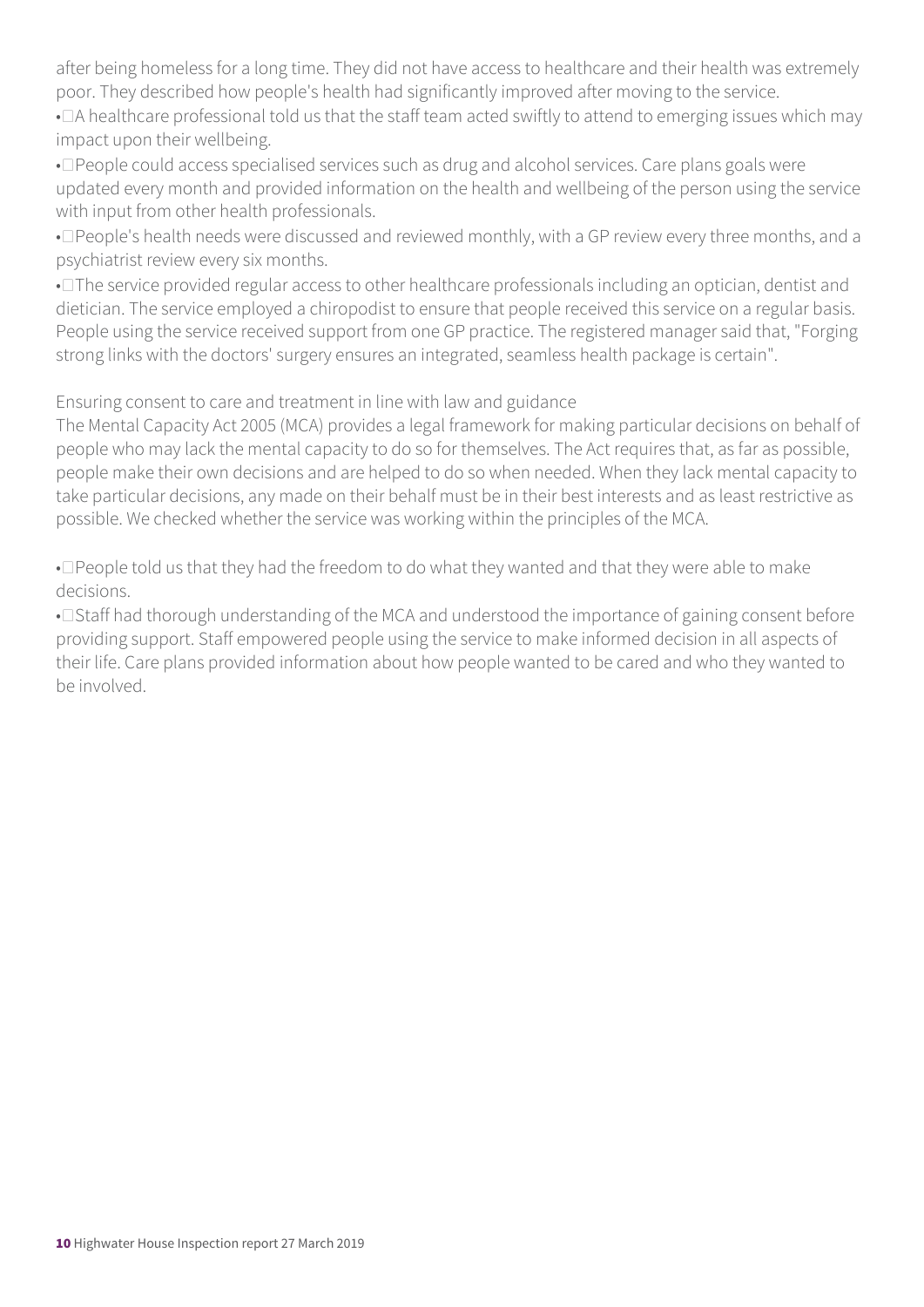after being homeless for a long time. They did not have access to healthcare and their health was extremely poor. They described how people's health had significantly improved after moving to the service.

- A healthcare professional told us that the staff team acted swiftly to attend to emerging issues which may impact upon their wellbeing.
- People could access specialised services such as drug and alcohol services. Care plans goals were updated every month and provided information on the health and wellbeing of the person using the service with input from other health professionals.
- People's health needs were discussed and reviewed monthly, with a GP review every three months, and a psychiatrist review every six months.
- The service provided regular access to other healthcare professionals including an optician, dentist and dietician. The service employed a chiropodist to ensure that people received this service on a regular basis. People using the service received support from one GP practice. The registered manager said that, "Forging strong links with the doctors' surgery ensures an integrated, seamless health package is certain".

Ensuring consent to care and treatment in line with law and guidance

The Mental Capacity Act 2005 (MCA) provides a legal framework for making particular decisions on behalf of people who may lack the mental capacity to do so for themselves. The Act requires that, as far as possible, people make their own decisions and are helped to do so when needed. When they lack mental capacity to take particular decisions, any made on their behalf must be in their best interests and as least restrictive as possible. We checked whether the service was working within the principles of the MCA.

- People told us that they had the freedom to do what they wanted and that they were able to make decisions.
- Staff had thorough understanding of the MCA and understood the importance of gaining consent before providing support. Staff empowered people using the service to make informed decision in all aspects of their life. Care plans provided information about how people wanted to be cared and who they wanted to be involved.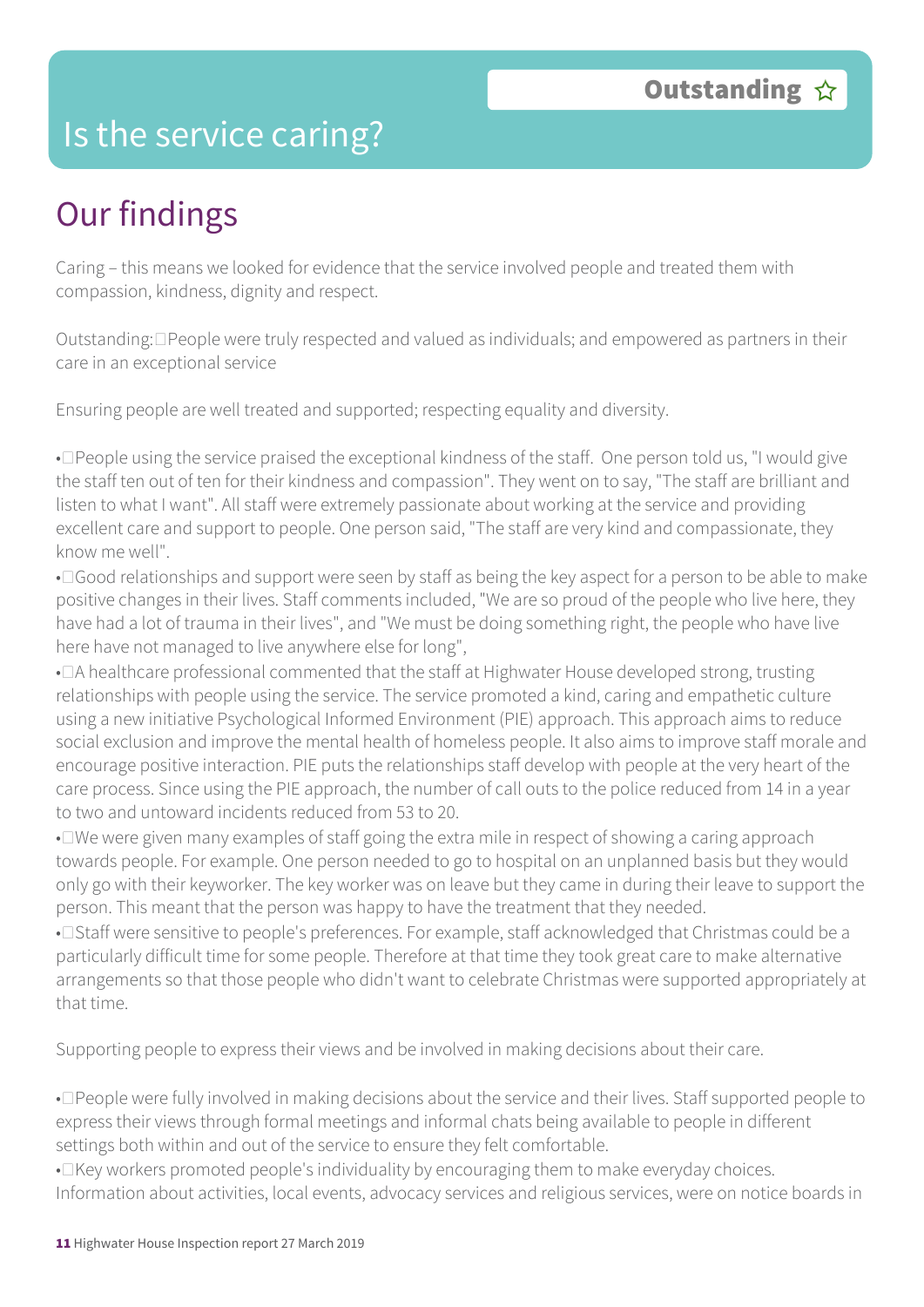# Is the service caring?

**Outstanding** ☆

## Our findings

Caring – this means we looked for evidence that the service involved people and treated them with compassion, kindness, dignity and respect.

Outstanding: People were truly respected and valued as individuals; and empowered as partners in their care in an exceptional service

Ensuring people are well treated and supported; respecting equality and diversity.

- People using the service praised the exceptional kindness of the staff. One person told us, "I would give the staff ten out of ten for their kindness and compassion". They went on to say, "The staff are brilliant and listen to what I want". All staff were extremely passionate about working at the service and providing excellent care and support to people. One person said, "The staff are very kind and compassionate, they know me well".
- Good relationships and support were seen by staff as being the key aspect for a person to be able to make positive changes in their lives. Staff comments included, "We are so proud of the people who live here, they have had a lot of trauma in their lives", and "We must be doing something right, the people who have live here have not managed to live anywhere else for long",
- A healthcare professional commented that the staff at Highwater House developed strong, trusting relationships with people using the service. The service promoted a kind, caring and empathetic culture using a new initiative Psychological Informed Environment (PIE) approach. This approach aims to reduce social exclusion and improve the mental health of homeless people. It also aims to improve staff morale and encourage positive interaction. PIE puts the relationships staff develop with people at the very heart of the care process. Since using the PIE approach, the number of call outs to the police reduced from 14 in a year to two and untoward incidents reduced from 53 to 20.
- We were given many examples of staff going the extra mile in respect of showing a caring approach towards people. For example. One person needed to go to hospital on an unplanned basis but they would only go with their keyworker. The key worker was on leave but they came in during their leave to support the person. This meant that the person was happy to have the treatment that they needed.
- Staff were sensitive to people's preferences. For example, staff acknowledged that Christmas could be a particularly difficult time for some people. Therefore at that time they took great care to make alternative arrangements so that those people who didn't want to celebrate Christmas were supported appropriately at that time.

Supporting people to express their views and be involved in making decisions about their care.

- People were fully involved in making decisions about the service and their lives. Staff supported people to express their views through formal meetings and informal chats being available to people in different settings both within and out of the service to ensure they felt comfortable.
- Key workers promoted people's individuality by encouraging them to make everyday choices. Information about activities, local events, advocacy services and religious services, were on notice boards in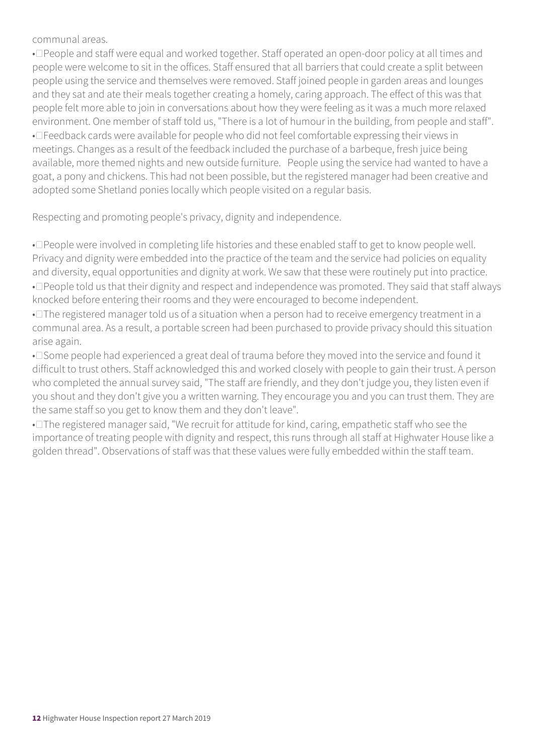communal areas.

- People and staff were equal and worked together. Staff operated an open-door policy at all times and people were welcome to sit in the offices. Staff ensured that all barriers that could create a split between people using the service and themselves were removed. Staff joined people in garden areas and lounges and they sat and ate their meals together creating a homely, caring approach. The effect of this was that people felt more able to join in conversations about how they were feeling as it was a much more relaxed environment. One member of staff told us, "There is a lot of humour in the building, from people and staff".
- Feedback cards were available for people who did not feel comfortable expressing their views in meetings. Changes as a result of the feedback included the purchase of a barbeque, fresh juice being available, more themed nights and new outside furniture. People using the service had wanted to have a goat, a pony and chickens. This had not been possible, but the registered manager had been creative and adopted some Shetland ponies locally which people visited on a regular basis.

Respecting and promoting people's privacy, dignity and independence.

- People were involved in completing life histories and these enabled staff to get to know people well. Privacy and dignity were embedded into the practice of the team and the service had policies on equality and diversity, equal opportunities and dignity at work. We saw that these were routinely put into practice.
- People told us that their dignity and respect and independence was promoted. They said that staff always knocked before entering their rooms and they were encouraged to become independent.
- The registered manager told us of a situation when a person had to receive emergency treatment in a communal area. As a result, a portable screen had been purchased to provide privacy should this situation arise again.
- Some people had experienced a great deal of trauma before they moved into the service and found it difficult to trust others. Staff acknowledged this and worked closely with people to gain their trust. A person who completed the annual survey said, "The staff are friendly, and they don't judge you, they listen even if you shout and they don't give you a written warning. They encourage you and you can trust them. They are the same staff so you get to know them and they don't leave".
- The registered manager said, "We recruit for attitude for kind, caring, empathetic staff who see the importance of treating people with dignity and respect, this runs through all staff at Highwater House like a golden thread". Observations of staff was that these values were fully embedded within the staff team.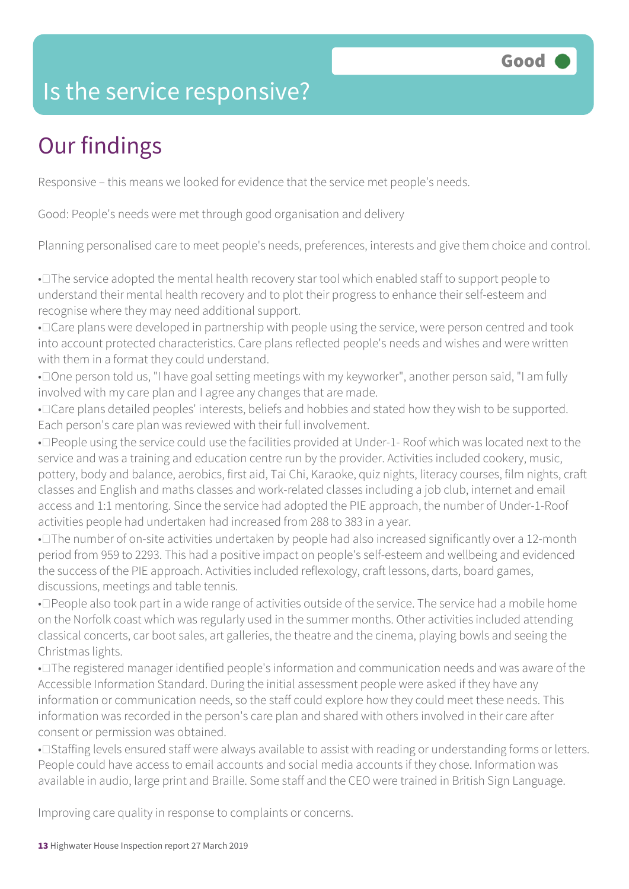# Is the service responsive?

**Good**

## Our findings

Responsive – this means we looked for evidence that the service met people's needs.

Good: People's needs were met through good organisation and delivery

Planning personalised care to meet people's needs, preferences, interests and give them choice and control.

- The service adopted the mental health recovery star tool which enabled staff to support people to understand their mental health recovery and to plot their progress to enhance their self-esteem and recognise where they may need additional support.
- Care plans were developed in partnership with people using the service, were person centred and took into account protected characteristics. Care plans reflected people's needs and wishes and were written with them in a format they could understand.
- One person told us, "I have goal setting meetings with my keyworker", another person said, "I am fully involved with my care plan and I agree any changes that are made.
- Care plans detailed peoples' interests, beliefs and hobbies and stated how they wish to be supported. Each person's care plan was reviewed with their full involvement.
- People using the service could use the facilities provided at Under-1- Roof which was located next to the service and was a training and education centre run by the provider. Activities included cookery, music, pottery, body and balance, aerobics, first aid, Tai Chi, Karaoke, quiz nights, literacy courses, film nights, craft classes and English and maths classes and work-related classes including a job club, internet and email access and 1:1 mentoring. Since the service had adopted the PIE approach, the number of Under-1-Roof activities people had undertaken had increased from 288 to 383 in a year.
- The number of on-site activities undertaken by people had also increased significantly over a 12-month period from 959 to 2293. This had a positive impact on people's self-esteem and wellbeing and evidenced the success of the PIE approach. Activities included reflexology, craft lessons, darts, board games, discussions, meetings and table tennis.
- People also took part in a wide range of activities outside of the service. The service had a mobile home on the Norfolk coast which was regularly used in the summer months. Other activities included attending classical concerts, car boot sales, art galleries, the theatre and the cinema, playing bowls and seeing the Christmas lights.
- The registered manager identified people's information and communication needs and was aware of the Accessible Information Standard. During the initial assessment people were asked if they have any information or communication needs, so the staff could explore how they could meet these needs. This information was recorded in the person's care plan and shared with others involved in their care after consent or permission was obtained.
- Staffing levels ensured staff were always available to assist with reading or understanding forms or letters. People could have access to email accounts and social media accounts if they chose. Information was available in audio, large print and Braille. Some staff and the CEO were trained in British Sign Language.

Improving care quality in response to complaints or concerns.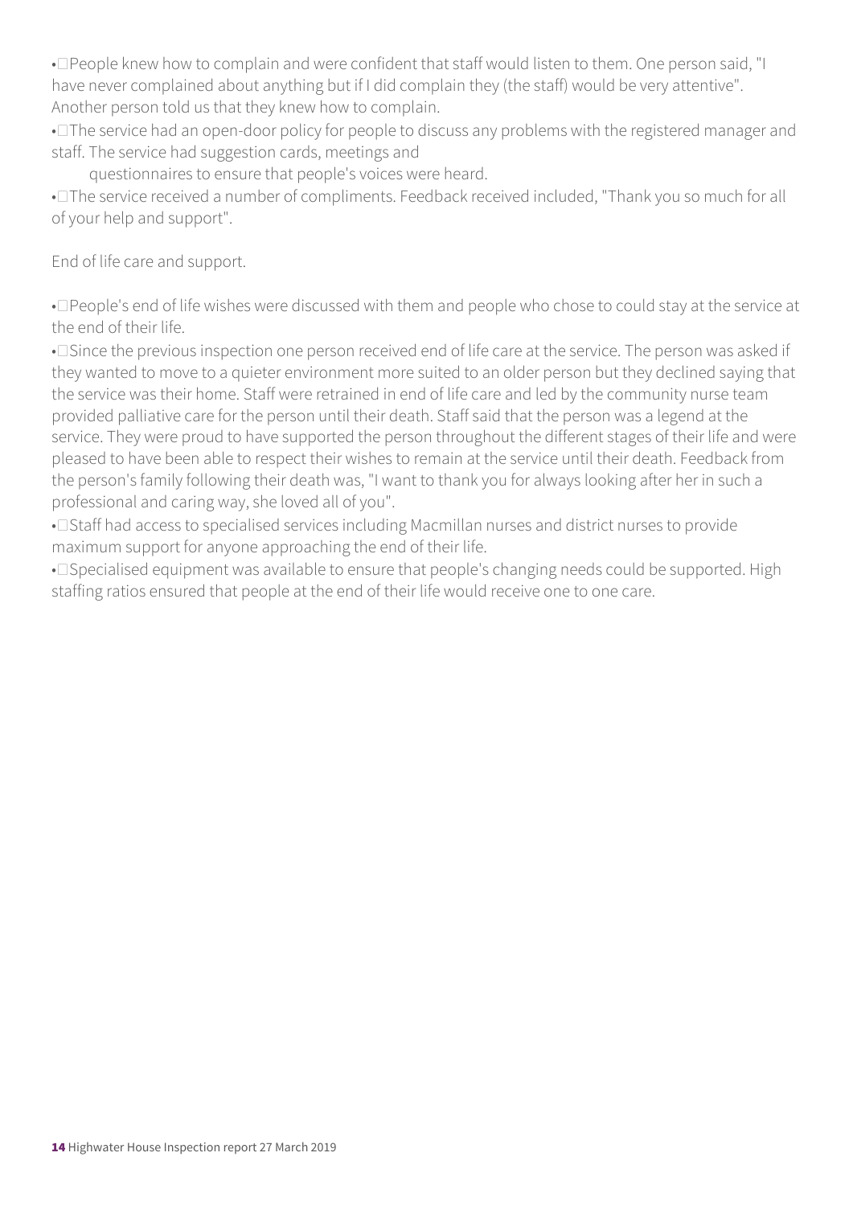- People knew how to complain and were confident that staff would listen to them. One person said, "I have never complained about anything but if I did complain they (the staff) would be very attentive". Another person told us that they knew how to complain.
- The service had an open-door policy for people to discuss any problems with the registered manager and staff. The service had suggestion cards, meetings and questionnaires to ensure that people's voices were heard.
- The service received a number of compliments. Feedback received included, "Thank you so much for all of your help and support".

End of life care and support.

- People's end of life wishes were discussed with them and people who chose to could stay at the service at the end of their life.
- Since the previous inspection one person received end of life care at the service. The person was asked if they wanted to move to a quieter environment more suited to an older person but they declined saying that the service was their home. Staff were retrained in end of life care and led by the community nurse team provided palliative care for the person until their death. Staff said that the person was a legend at the service. They were proud to have supported the person throughout the different stages of their life and were pleased to have been able to respect their wishes to remain at the service until their death. Feedback from the person's family following their death was, "I want to thank you for always looking after her in such a professional and caring way, she loved all of you".
- Staff had access to specialised services including Macmillan nurses and district nurses to provide maximum support for anyone approaching the end of their life.
- Specialised equipment was available to ensure that people's changing needs could be supported. High staffing ratios ensured that people at the end of their life would receive one to one care.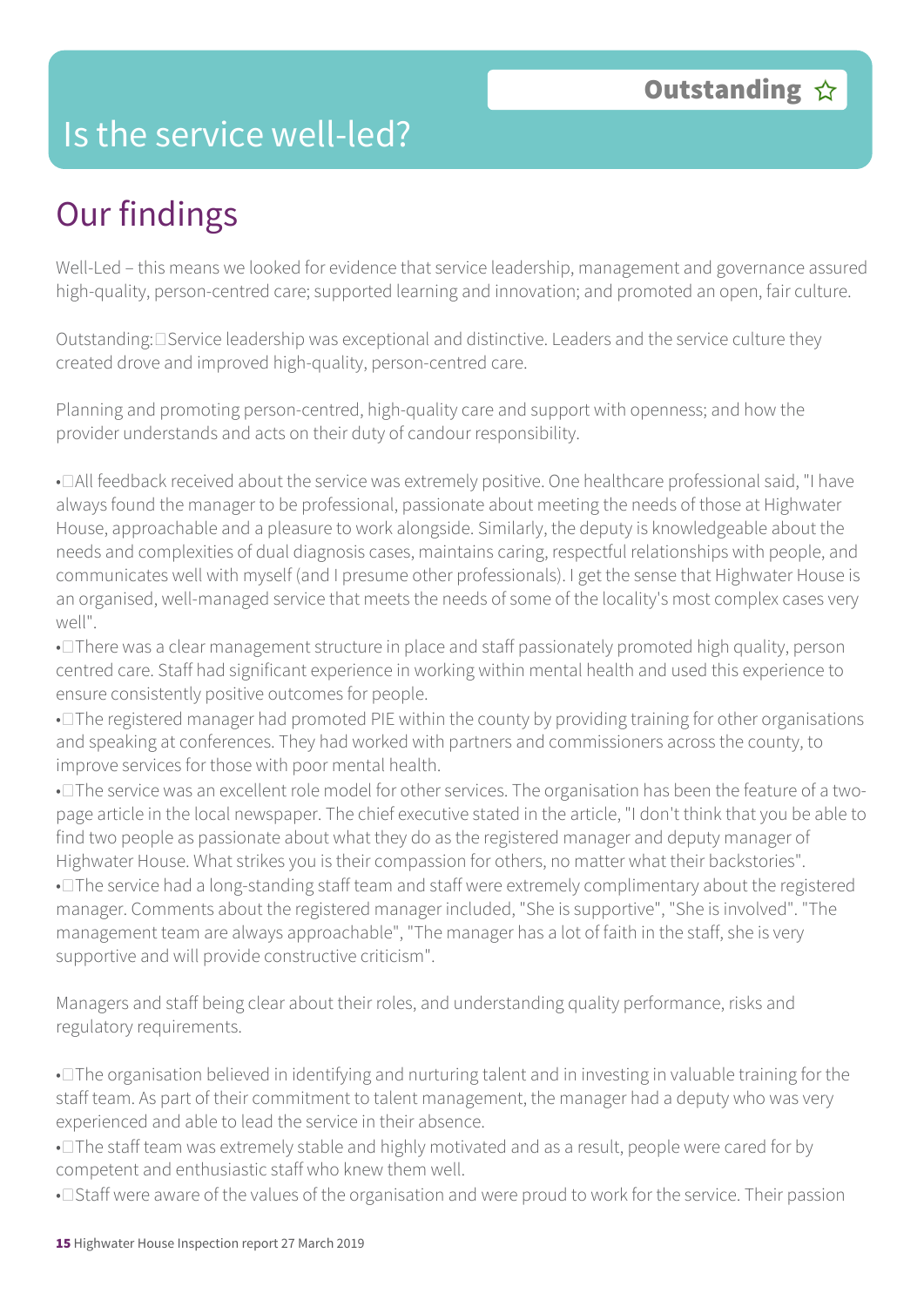# Is the service well-led?

**Outstanding ☆**

## Our findings

Well-Led – this means we looked for evidence that service leadership, management and governance assured high-quality, person-centred care; supported learning and innovation; and promoted an open, fair culture.

Outstanding: Service leadership was exceptional and distinctive. Leaders and the service culture they created drove and improved high-quality, person-centred care.

Planning and promoting person-centred, high-quality care and support with openness; and how the provider understands and acts on their duty of candour responsibility.

- All feedback received about the service was extremely positive. One healthcare professional said, "I have always found the manager to be professional, passionate about meeting the needs of those at Highwater House, approachable and a pleasure to work alongside. Similarly, the deputy is knowledgeable about the needs and complexities of dual diagnosis cases, maintains caring, respectful relationships with people, and communicates well with myself (and I presume other professionals). I get the sense that Highwater House is an organised, well-managed service that meets the needs of some of the locality's most complex cases very well".
- There was a clear management structure in place and staff passionately promoted high quality, person centred care. Staff had significant experience in working within mental health and used this experience to ensure consistently positive outcomes for people.
- The registered manager had promoted PIE within the county by providing training for other organisations and speaking at conferences. They had worked with partners and commissioners across the county, to improve services for those with poor mental health.
- The service was an excellent role model for other services. The organisation has been the feature of a two-page article in the local newspaper. The chief executive stated in the article, "I don't think that you be able to find two people as passionate about what they do as the registered manager and deputy manager of Highwater House. What strikes you is their compassion for others, no matter what their backstories".
- The service had a long-standing staff team and staff were extremely complimentary about the registered manager. Comments about the registered manager included, "She is supportive", "She is involved". "The management team are always approachable", "The manager has a lot of faith in the staff, she is very supportive and will provide constructive criticism".

Managers and staff being clear about their roles, and understanding quality performance, risks and regulatory requirements.

- The organisation believed in identifying and nurturing talent and in investing in valuable training for the staff team. As part of their commitment to talent management, the manager had a deputy who was very experienced and able to lead the service in their absence.
- The staff team was extremely stable and highly motivated and as a result, people were cared for by competent and enthusiastic staff who knew them well.
- Staff were aware of the values of the organisation and were proud to work for the service. Their passion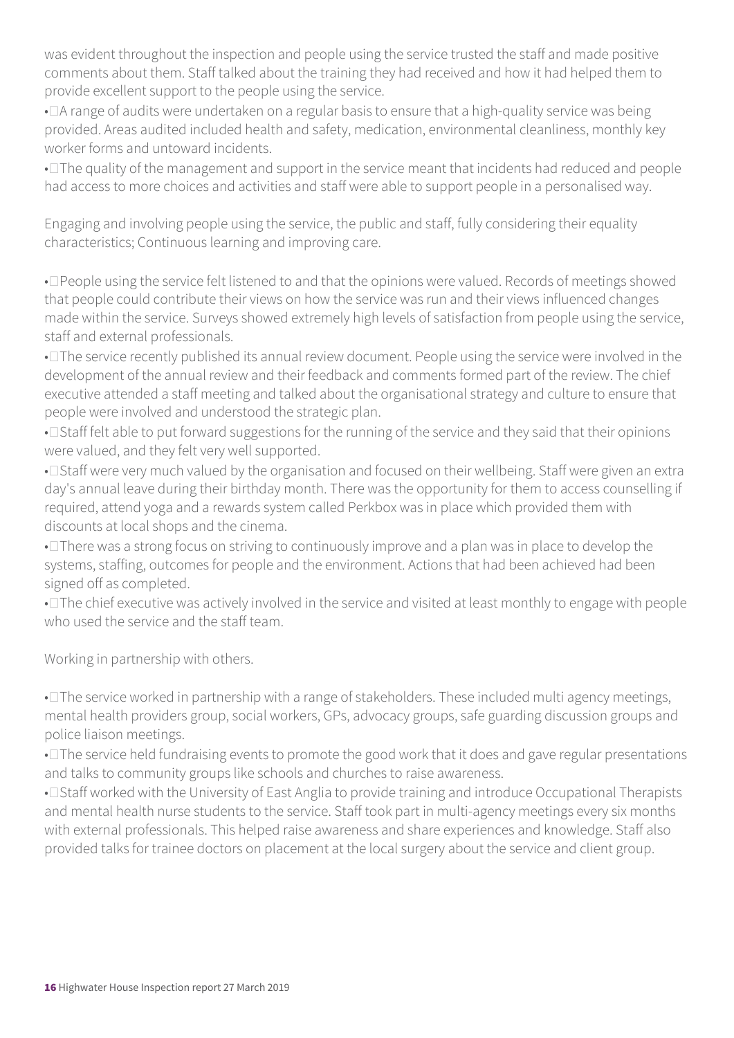was evident throughout the inspection and people using the service trusted the staff and made positive comments about them. Staff talked about the training they had received and how it had helped them to provide excellent support to the people using the service.

- A range of audits were undertaken on a regular basis to ensure that a high-quality service was being provided. Areas audited included health and safety, medication, environmental cleanliness, monthly key worker forms and untoward incidents.
- The quality of the management and support in the service meant that incidents had reduced and people had access to more choices and activities and staff were able to support people in a personalised way.

Engaging and involving people using the service, the public and staff, fully considering their equality characteristics; Continuous learning and improving care.

- People using the service felt listened to and that the opinions were valued. Records of meetings showed that people could contribute their views on how the service was run and their views influenced changes made within the service. Surveys showed extremely high levels of satisfaction from people using the service, staff and external professionals.
- The service recently published its annual review document. People using the service were involved in the development of the annual review and their feedback and comments formed part of the review. The chief executive attended a staff meeting and talked about the organisational strategy and culture to ensure that people were involved and understood the strategic plan.
- Staff felt able to put forward suggestions for the running of the service and they said that their opinions were valued, and they felt very well supported.
- Staff were very much valued by the organisation and focused on their wellbeing. Staff were given an extra day's annual leave during their birthday month. There was the opportunity for them to access counselling if required, attend yoga and a rewards system called Perkbox was in place which provided them with discounts at local shops and the cinema.
- There was a strong focus on striving to continuously improve and a plan was in place to develop the systems, staffing, outcomes for people and the environment. Actions that had been achieved had been signed off as completed.
- The chief executive was actively involved in the service and visited at least monthly to engage with people who used the service and the staff team.

Working in partnership with others.

- The service worked in partnership with a range of stakeholders. These included multi agency meetings, mental health providers group, social workers, GPs, advocacy groups, safe guarding discussion groups and police liaison meetings.
- The service held fundraising events to promote the good work that it does and gave regular presentations and talks to community groups like schools and churches to raise awareness.
- Staff worked with the University of East Anglia to provide training and introduce Occupational Therapists and mental health nurse students to the service. Staff took part in multi-agency meetings every six months with external professionals. This helped raise awareness and share experiences and knowledge. Staff also provided talks for trainee doctors on placement at the local surgery about the service and client group.